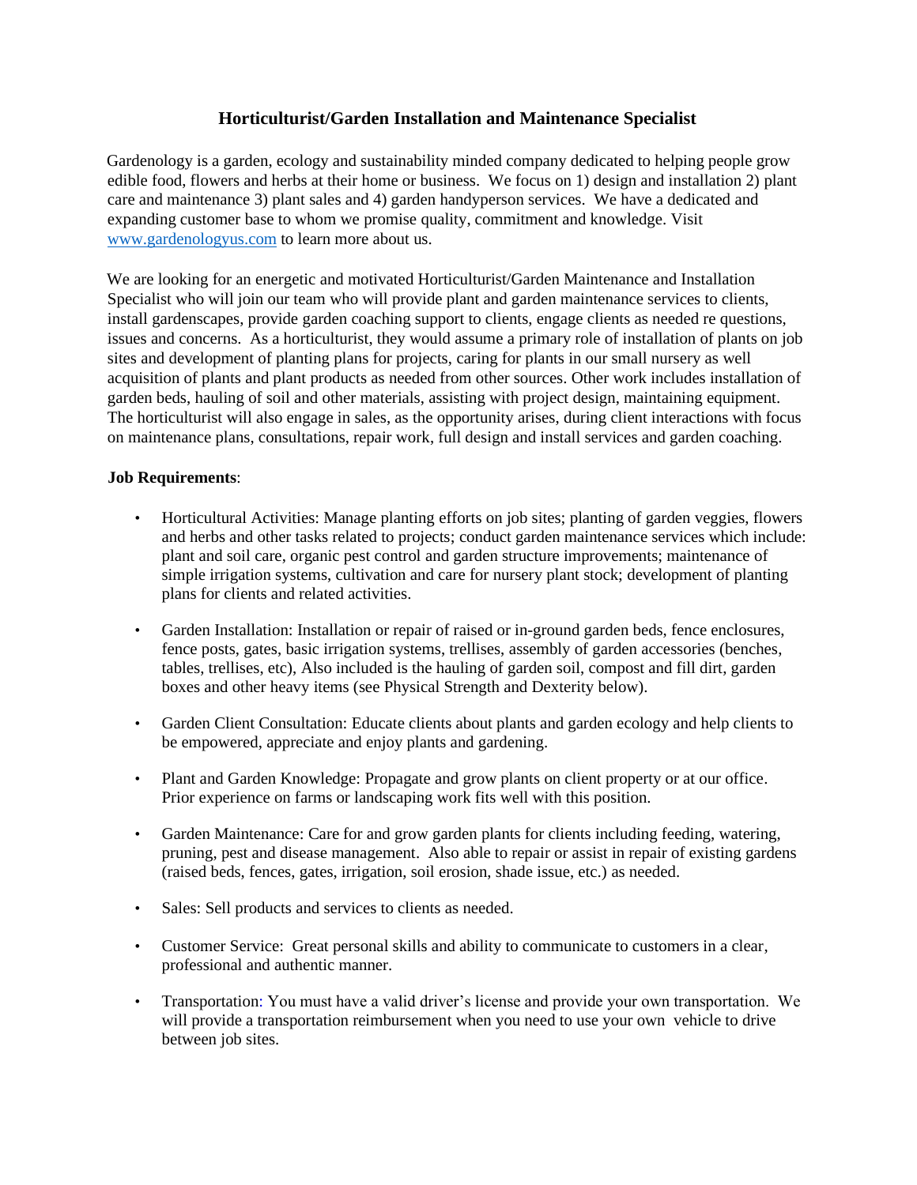# Horticulturist/Garden Installation and Maintenance Specialist

Gardenology is a garden, ecology and sustainability minded company dedicated to helping people grow edible food, flowers and herbs at their home or business. We focus on 1) design and installation 2) plant care and maintenance 3) plant sales and 4) garden handyperson services. We have a dedicated and expanding customer base to whom we promise quality, commitment and knowledge. Visit [www.gardenologyus.com](www.gardenologyus.com) to learn more about us.

We are looking for an energetic and motivated Horticulturist/Garden Maintenance and Installation Specialist who will join our team who will provide plant and garden maintenance services to clients, install gardenscapes, provide garden coaching support to clients, engage clients as needed re questions, issues and concerns. As a horticulturist, they would assume a primary role of installation of plants on job sites and development of planting plans for projects, caring for plants in our small nursery as well acquisition of plants and plant products as needed from other sources. Other work includes installation of garden beds, hauling of soil and other materials, assisting with project design, maintaining equipment. The horticulturist will also engage in sales, as the opportunity arises, during client interactions with focus on maintenance plans, consultations, repair work, full design and install services and garden coaching.

**Job Requirements**:

- Horticultural Activities: Manage planting efforts on job sites; planting of garden veggies, flowers and herbs and other tasks related to projects; conduct garden maintenance services which include: plant and soil care, organic pest control and garden structure improvements; maintenance of simple irrigation systems, cultivation and care for nursery plant stock; development of planting plans for clients and related activities.

- Garden Installation: Installation or repair of raised or in-ground garden beds, fence enclosures, fence posts, gates, basic irrigation systems, trellises, assembly of garden accessories (benches, tables, trellises, etc), Also included is the hauling of garden soil, compost and fill dirt, garden boxes and other heavy items (see Physical Strength and Dexterity below).

- Garden Client Consultation: Educate clients about plants and garden ecology and help clients to be empowered, appreciate and enjoy plants and gardening.

- Plant and Garden Knowledge: Propagate and grow plants on client property or at our office. Prior experience on farms or landscaping work fits well with this position.

- Garden Maintenance: Care for and grow garden plants for clients including feeding, watering, pruning, pest and disease management. Also able to repair or assist in repair of existing gardens (raised beds, fences, gates, irrigation, soil erosion, shade issue, etc.) as needed.

- Sales: Sell products and services to clients as needed.

- Customer Service: Great personal skills and ability to communicate to customers in a clear, professional and authentic manner.

- Transportation: You must have a valid driver's license and provide your own transportation. We will provide a transportation reimbursement when you need to use your own vehicle to drive between job sites.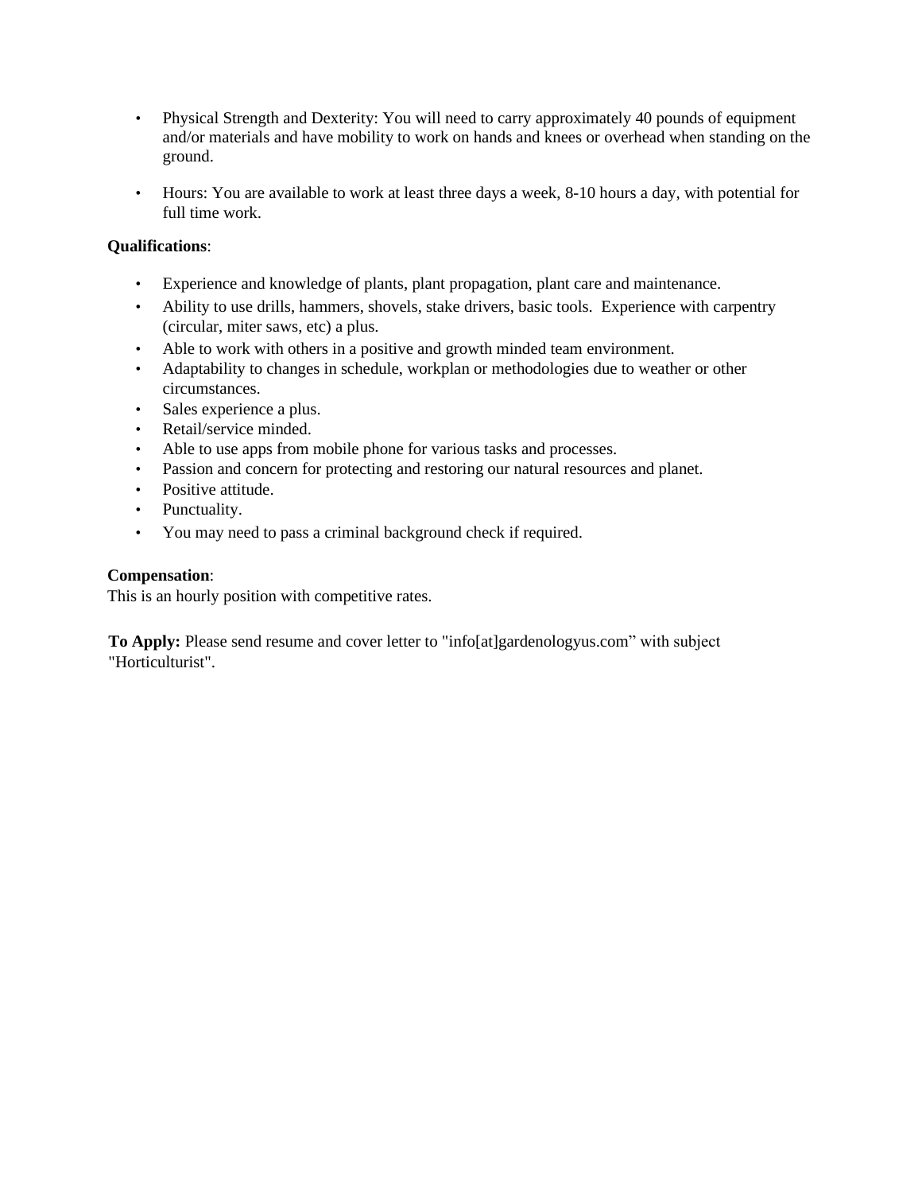- Physical Strength and Dexterity: You will need to carry approximately 40 pounds of equipment and/or materials and have mobility to work on hands and knees or overhead when standing on the ground.

- Hours: You are available to work at least three days a week, 8-10 hours a day, with potential for full time work.

**Qualifications**:

- Experience and knowledge of plants, plant propagation, plant care and maintenance.
- Ability to use drills, hammers, shovels, stake drivers, basic tools. Experience with carpentry (circular, miter saws, etc) a plus.
- Able to work with others in a positive and growth minded team environment.
- Adaptability to changes in schedule, workplan or methodologies due to weather or other circumstances.
- Sales experience a plus.
- Retail/service minded.
- Able to use apps from mobile phone for various tasks and processes.
- Passion and concern for protecting and restoring our natural resources and planet.
- Positive attitude.
- Punctuality.
- You may need to pass a criminal background check if required.

**Compensation**:
This is an hourly position with competitive rates.

**To Apply:** Please send resume and cover letter to "info[at]gardenologyus.com" with subject "Horticulturist".